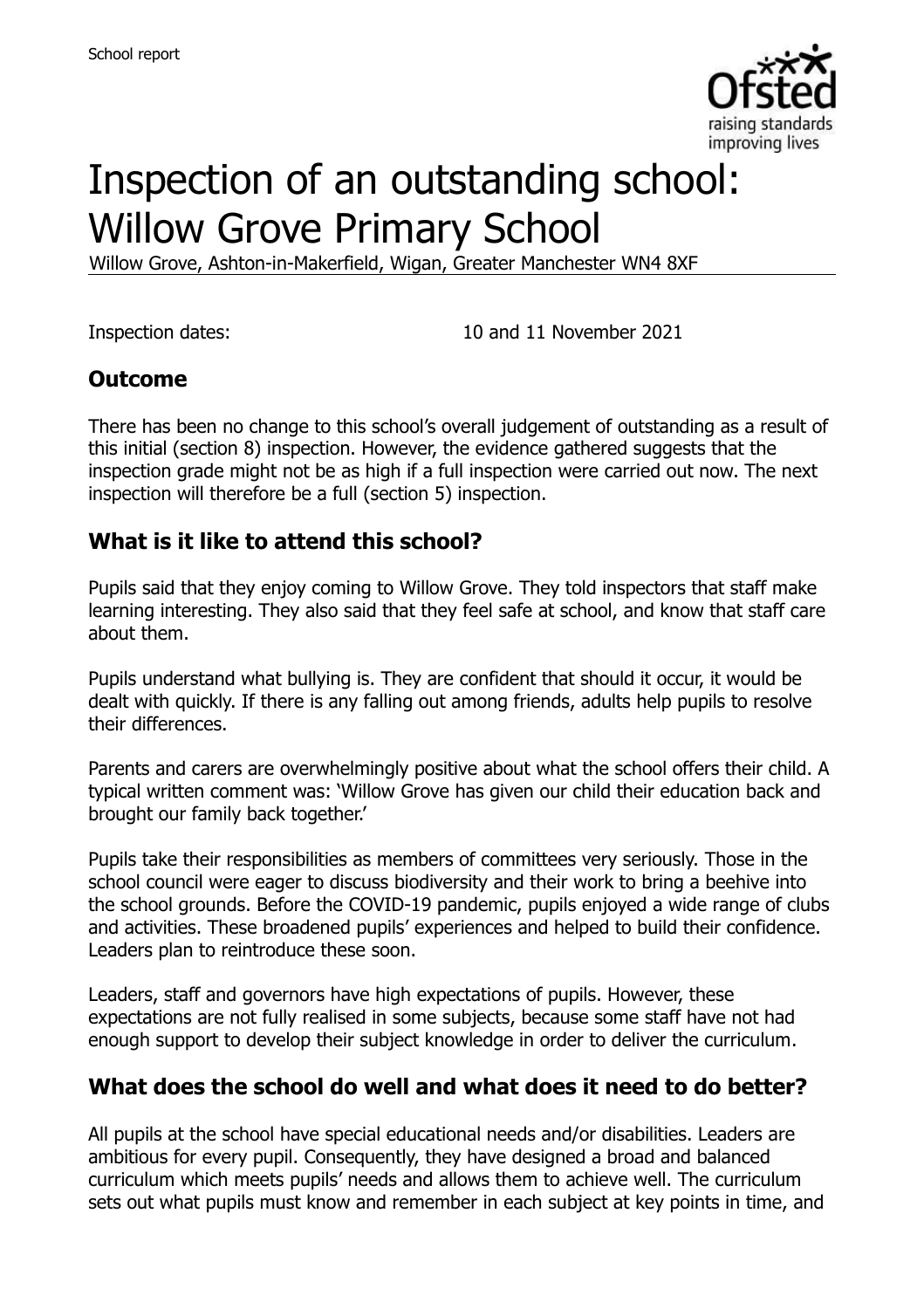# Inspection of an outstanding school: Willow Grove Primary School

Willow Grove, Ashton-in-Makerfield, Wigan, Greater Manchester WN4 8XF

Inspection dates: 10 and 11 November 2021

## Outcome

There has been no change to this school's overall judgement of outstanding as a result of this initial (section 8) inspection. However, the evidence gathered suggests that the inspection grade might not be as high if a full inspection were carried out now. The next inspection will therefore be a full (section 5) inspection.

## What is it like to attend this school?

Pupils said that they enjoy coming to Willow Grove. They told inspectors that staff make learning interesting. They also said that they feel safe at school, and know that staff care about them.

Pupils understand what bullying is. They are confident that should it occur, it would be dealt with quickly. If there is any falling out among friends, adults help pupils to resolve their differences.

Parents and carers are overwhelmingly positive about what the school offers their child. A typical written comment was: 'Willow Grove has given our child their education back and brought our family back together.'

Pupils take their responsibilities as members of committees very seriously. Those in the school council were eager to discuss biodiversity and their work to bring a beehive into the school grounds. Before the COVID-19 pandemic, pupils enjoyed a wide range of clubs and activities. These broadened pupils' experiences and helped to build their confidence. Leaders plan to reintroduce these soon.

Leaders, staff and governors have high expectations of pupils. However, these expectations are not fully realised in some subjects, because some staff have not had enough support to develop their subject knowledge in order to deliver the curriculum.

## What does the school do well and what does it need to do better?

All pupils at the school have special educational needs and/or disabilities. Leaders are ambitious for every pupil. Consequently, they have designed a broad and balanced curriculum which meets pupils' needs and allows them to achieve well. The curriculum sets out what pupils must know and remember in each subject at key points in time, and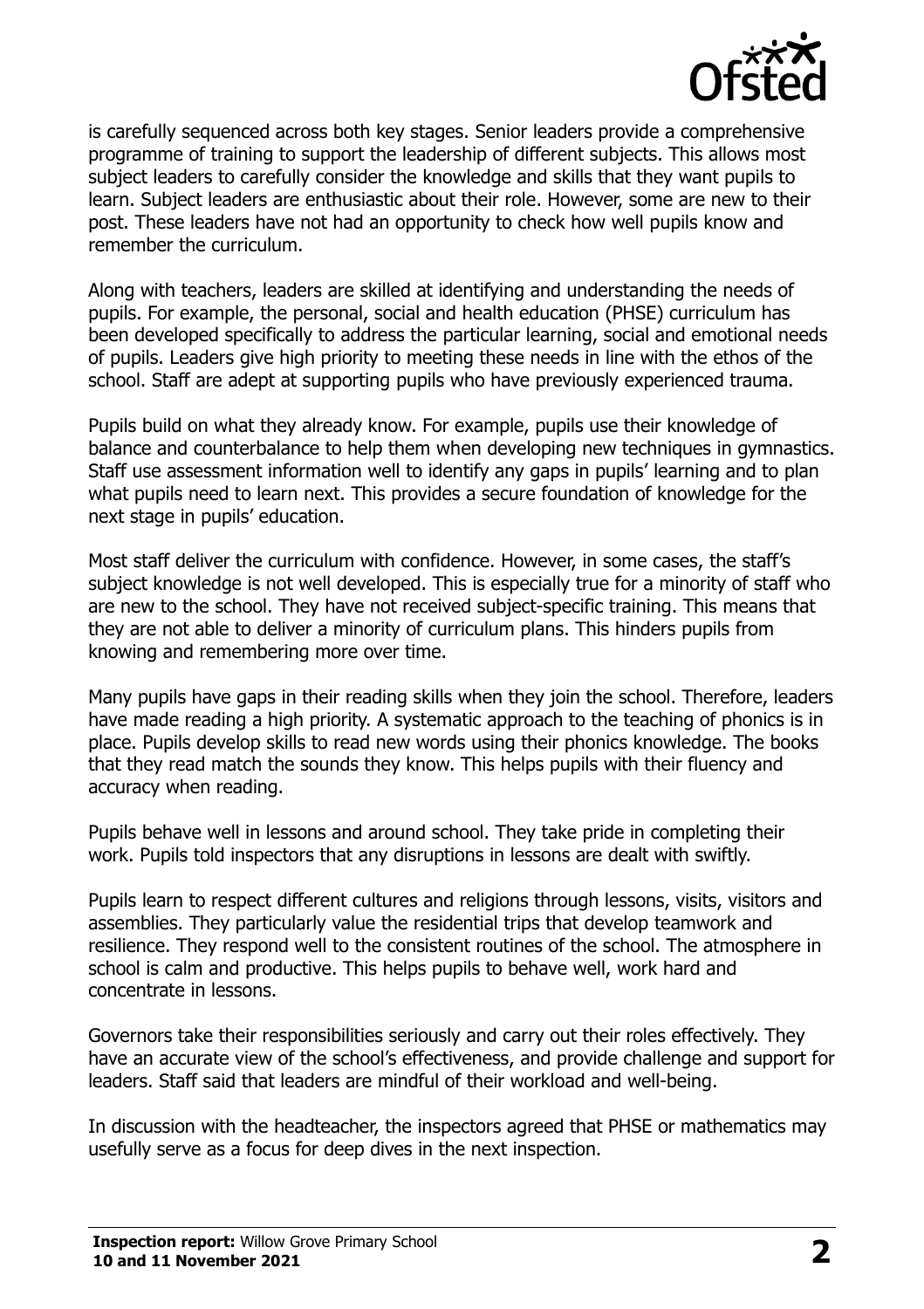is carefully sequenced across both key stages. Senior leaders provide a comprehensive programme of training to support the leadership of different subjects. This allows most subject leaders to carefully consider the knowledge and skills that they want pupils to learn. Subject leaders are enthusiastic about their role. However, some are new to their post. These leaders have not had an opportunity to check how well pupils know and remember the curriculum.

Along with teachers, leaders are skilled at identifying and understanding the needs of pupils. For example, the personal, social and health education (PHSE) curriculum has been developed specifically to address the particular learning, social and emotional needs of pupils. Leaders give high priority to meeting these needs in line with the ethos of the school. Staff are adept at supporting pupils who have previously experienced trauma.

Pupils build on what they already know. For example, pupils use their knowledge of balance and counterbalance to help them when developing new techniques in gymnastics. Staff use assessment information well to identify any gaps in pupils' learning and to plan what pupils need to learn next. This provides a secure foundation of knowledge for the next stage in pupils' education.

Most staff deliver the curriculum with confidence. However, in some cases, the staff's subject knowledge is not well developed. This is especially true for a minority of staff who are new to the school. They have not received subject-specific training. This means that they are not able to deliver a minority of curriculum plans. This hinders pupils from knowing and remembering more over time.

Many pupils have gaps in their reading skills when they join the school. Therefore, leaders have made reading a high priority. A systematic approach to the teaching of phonics is in place. Pupils develop skills to read new words using their phonics knowledge. The books that they read match the sounds they know. This helps pupils with their fluency and accuracy when reading.

Pupils behave well in lessons and around school. They take pride in completing their work. Pupils told inspectors that any disruptions in lessons are dealt with swiftly.

Pupils learn to respect different cultures and religions through lessons, visits, visitors and assemblies. They particularly value the residential trips that develop teamwork and resilience. They respond well to the consistent routines of the school. The atmosphere in school is calm and productive. This helps pupils to behave well, work hard and concentrate in lessons.

Governors take their responsibilities seriously and carry out their roles effectively. They have an accurate view of the school's effectiveness, and provide challenge and support for leaders. Staff said that leaders are mindful of their workload and well-being.

In discussion with the headteacher, the inspectors agreed that PHSE or mathematics may usefully serve as a focus for deep dives in the next inspection.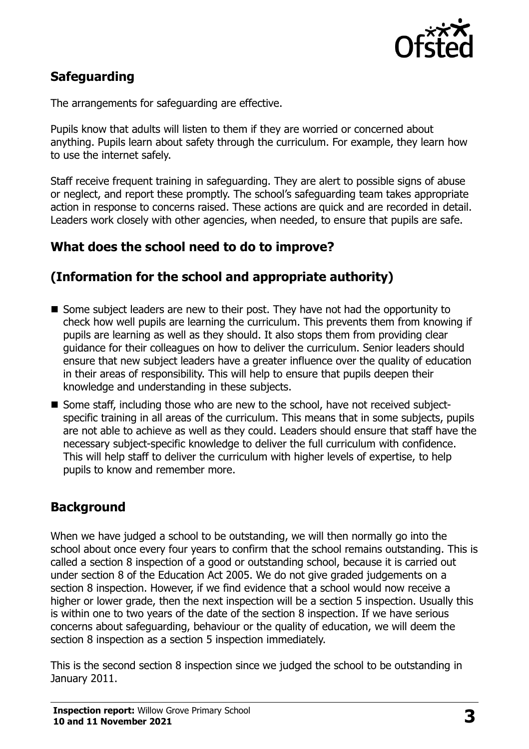## Safeguarding

The arrangements for safeguarding are effective.

Pupils know that adults will listen to them if they are worried or concerned about anything. Pupils learn about safety through the curriculum. For example, they learn how to use the internet safely.

Staff receive frequent training in safeguarding. They are alert to possible signs of abuse or neglect, and report these promptly. The school's safeguarding team takes appropriate action in response to concerns raised. These actions are quick and are recorded in detail. Leaders work closely with other agencies, when needed, to ensure that pupils are safe.

## What does the school need to do to improve?

## (Information for the school and appropriate authority)

- Some subject leaders are new to their post. They have not had the opportunity to check how well pupils are learning the curriculum. This prevents them from knowing if pupils are learning as well as they should. It also stops them from providing clear guidance for their colleagues on how to deliver the curriculum. Senior leaders should ensure that new subject leaders have a greater influence over the quality of education in their areas of responsibility. This will help to ensure that pupils deepen their knowledge and understanding in these subjects.
- Some staff, including those who are new to the school, have not received subject-specific training in all areas of the curriculum. This means that in some subjects, pupils are not able to achieve as well as they could. Leaders should ensure that staff have the necessary subject-specific knowledge to deliver the full curriculum with confidence. This will help staff to deliver the curriculum with higher levels of expertise, to help pupils to know and remember more.

## Background

When we have judged a school to be outstanding, we will then normally go into the school about once every four years to confirm that the school remains outstanding. This is called a section 8 inspection of a good or outstanding school, because it is carried out under section 8 of the Education Act 2005. We do not give graded judgements on a section 8 inspection. However, if we find evidence that a school would now receive a higher or lower grade, then the next inspection will be a section 5 inspection. Usually this is within one to two years of the date of the section 8 inspection. If we have serious concerns about safeguarding, behaviour or the quality of education, we will deem the section 8 inspection as a section 5 inspection immediately.

This is the second section 8 inspection since we judged the school to be outstanding in January 2011.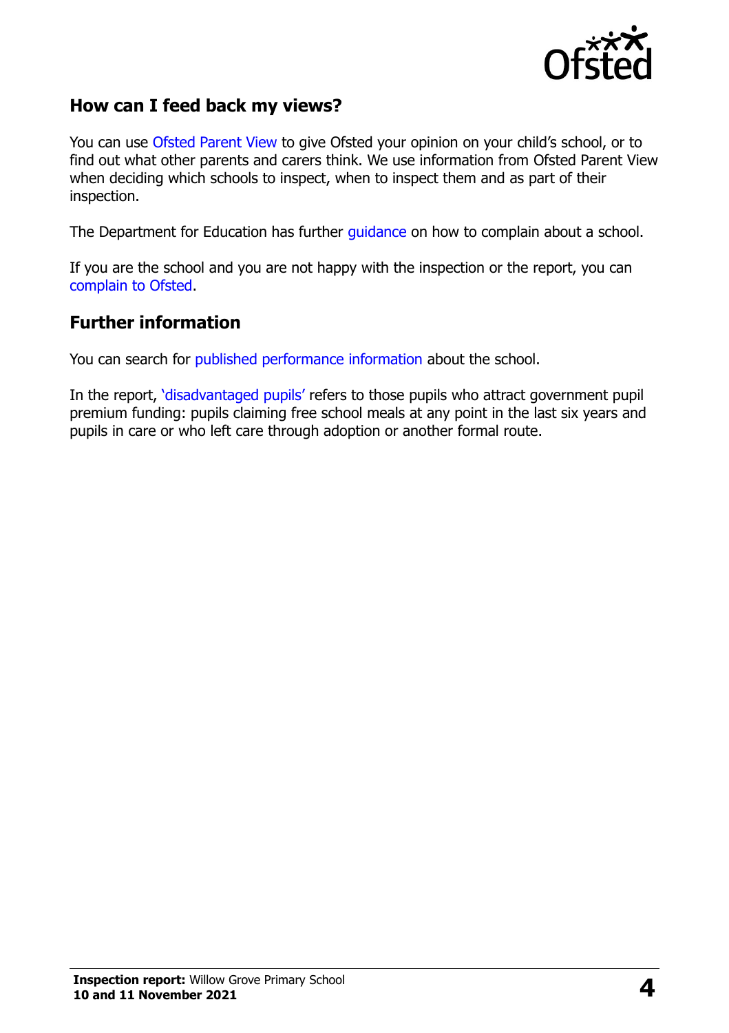## How can I feed back my views?

You can use Ofsted Parent View to give Ofsted your opinion on your child's school, or to find out what other parents and carers think. We use information from Ofsted Parent View when deciding which schools to inspect, when to inspect them and as part of their inspection.

The Department for Education has further guidance on how to complain about a school.

If you are the school and you are not happy with the inspection or the report, you can complain to Ofsted.

## Further information

You can search for published performance information about the school.

In the report, 'disadvantaged pupils' refers to those pupils who attract government pupil premium funding: pupils claiming free school meals at any point in the last six years and pupils in care or who left care through adoption or another formal route.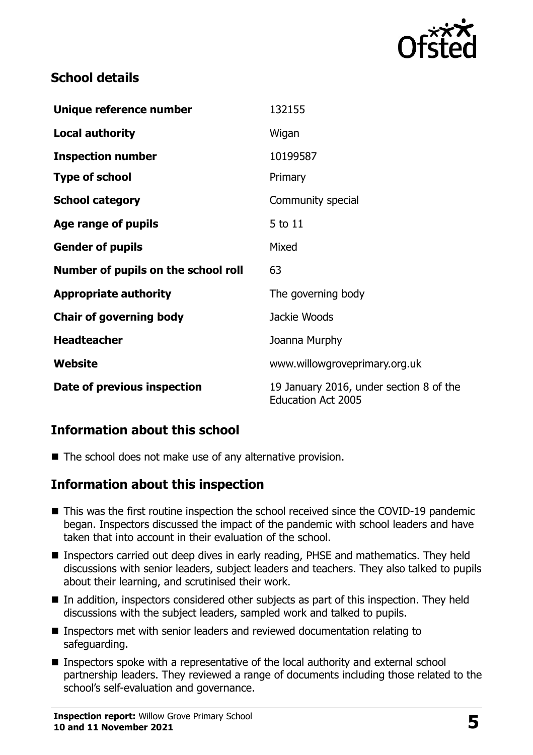## School details

| | |
|---|---|
| **Unique reference number** | 132155 |
| **Local authority** | Wigan |
| **Inspection number** | 10199587 |
| **Type of school** | Primary |
| **School category** | Community special |
| **Age range of pupils** | 5 to 11 |
| **Gender of pupils** | Mixed |
| **Number of pupils on the school roll** | 63 |
| **Appropriate authority** | The governing body |
| **Chair of governing body** | Jackie Woods |
| **Headteacher** | Joanna Murphy |
| **Website** | www.willowgroveprimary.org.uk |
| **Date of previous inspection** | 19 January 2016, under section 8 of the Education Act 2005 |

## Information about this school

- The school does not make use of any alternative provision.

## Information about this inspection

- This was the first routine inspection the school received since the COVID-19 pandemic began. Inspectors discussed the impact of the pandemic with school leaders and have taken that into account in their evaluation of the school.
- Inspectors carried out deep dives in early reading, PHSE and mathematics. They held discussions with senior leaders, subject leaders and teachers. They also talked to pupils about their learning, and scrutinised their work.
- In addition, inspectors considered other subjects as part of this inspection. They held discussions with the subject leaders, sampled work and talked to pupils.
- Inspectors met with senior leaders and reviewed documentation relating to safeguarding.
- Inspectors spoke with a representative of the local authority and external school partnership leaders. They reviewed a range of documents including those related to the school's self-evaluation and governance.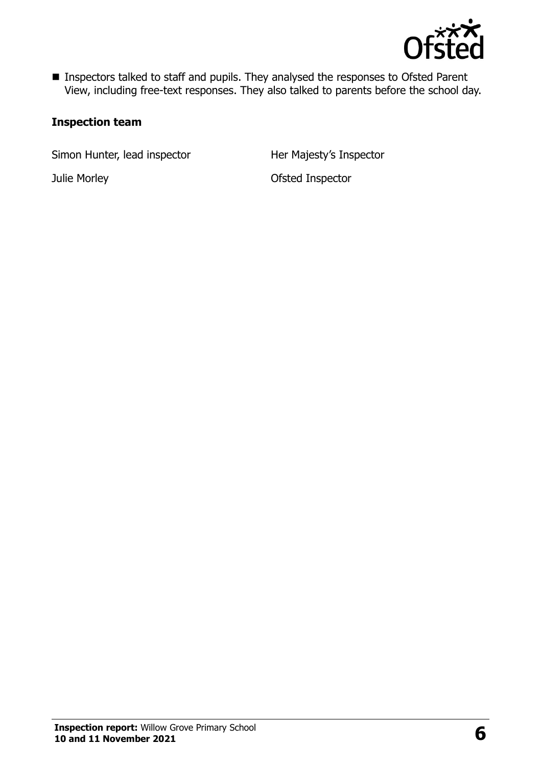- Inspectors talked to staff and pupils. They analysed the responses to Ofsted Parent View, including free-text responses. They also talked to parents before the school day.

### Inspection team

| | |
|---|---|
| Simon Hunter, lead inspector | Her Majesty's Inspector |
| Julie Morley | Ofsted Inspector |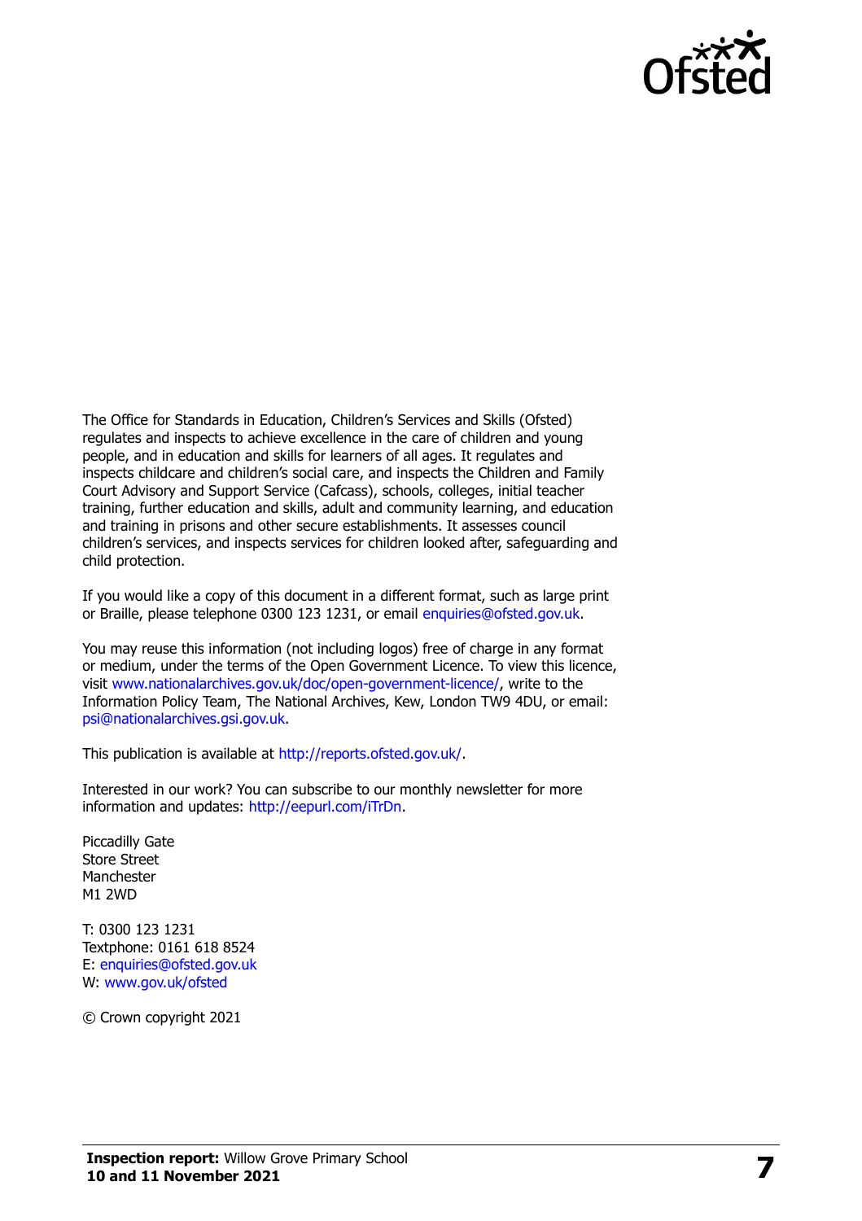The Office for Standards in Education, Children's Services and Skills (Ofsted) regulates and inspects to achieve excellence in the care of children and young people, and in education and skills for learners of all ages. It regulates and inspects childcare and children's social care, and inspects the Children and Family Court Advisory and Support Service (Cafcass), schools, colleges, initial teacher training, further education and skills, adult and community learning, and education and training in prisons and other secure establishments. It assesses council children's services, and inspects services for children looked after, safeguarding and child protection.

If you would like a copy of this document in a different format, such as large print or Braille, please telephone 0300 123 1231, or email enquiries@ofsted.gov.uk.

You may reuse this information (not including logos) free of charge in any format or medium, under the terms of the Open Government Licence. To view this licence, visit www.nationalarchives.gov.uk/doc/open-government-licence/, write to the Information Policy Team, The National Archives, Kew, London TW9 4DU, or email: psi@nationalarchives.gsi.gov.uk.

This publication is available at http://reports.ofsted.gov.uk/.

Interested in our work? You can subscribe to our monthly newsletter for more information and updates: http://eepurl.com/iTrDn.

Piccadilly Gate
Store Street
Manchester
M1 2WD

T: 0300 123 1231
Textphone: 0161 618 8524
E: enquiries@ofsted.gov.uk
W: www.gov.uk/ofsted

© Crown copyright 2021